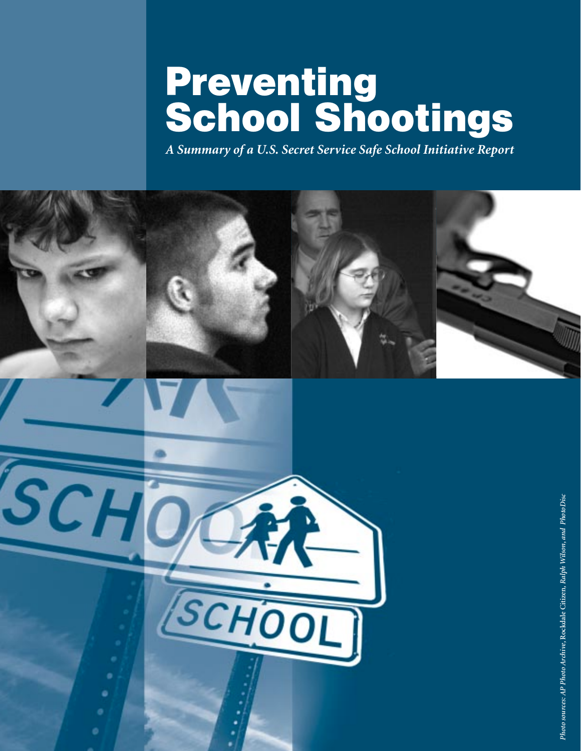# Preventing School Shootings

*A Summary of a U.S. Secret Service Safe School Initiative Report*

*Photo sources: AP Photo Archive,* Rockdale Citizen, *Ralph Wilson, and PhotoDisc*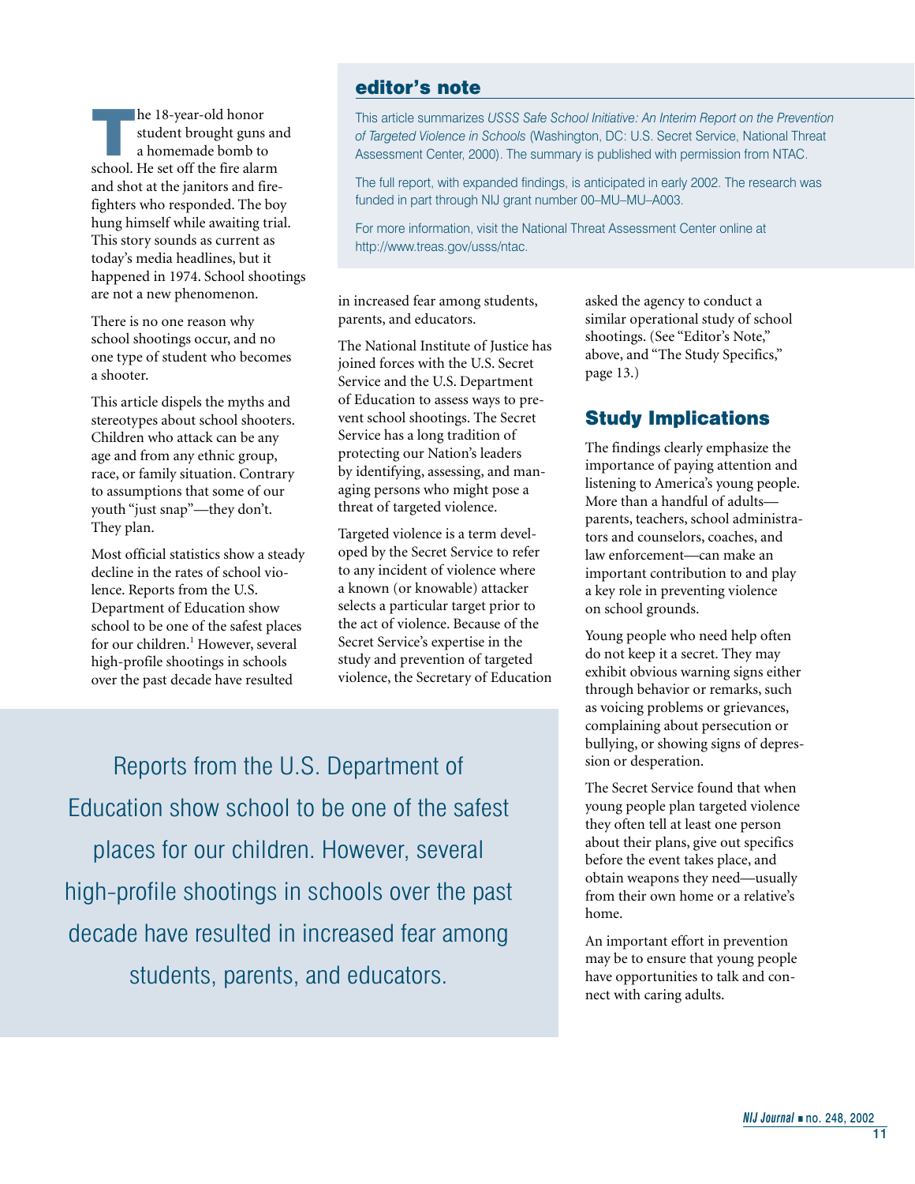## editor's note

This article summarizes *USSS Safe School Initiative: An Interim Report on the Prevention of Targeted Violence in Schools* (Washington, DC: U.S. Secret Service, National Threat Assessment Center, 2000). The summary is published with permission from NTAC.

The full report, with expanded findings, is anticipated in early 2002. The research was funded in part through NIJ grant number 00–MU–MU–A003.

For more information, visit the National Threat Assessment Center online at http://www.treas.gov/usss/ntac.

The 18-year-old honor student brought guns and a homemade bomb to school. He set off the fire alarm and shot at the janitors and firefighters who responded. The boy hung himself while awaiting trial. This story sounds as current as today's media headlines, but it happened in 1974. School shootings are not a new phenomenon.

There is no one reason why school shootings occur, and no one type of student who becomes a shooter.

This article dispels the myths and stereotypes about school shooters. Children who attack can be any age and from any ethnic group, race, or family situation. Contrary to assumptions that some of our youth "just snap"—they don't. They plan.

Most official statistics show a steady decline in the rates of school violence. Reports from the U.S. Department of Education show school to be one of the safest places for our children.[1] However, several high-profile shootings in schools over the past decade have resulted in increased fear among students, parents, and educators.

The National Institute of Justice has joined forces with the U.S. Secret Service and the U.S. Department of Education to assess ways to prevent school shootings. The Secret Service has a long tradition of protecting our Nation's leaders by identifying, assessing, and managing persons who might pose a threat of targeted violence.

Targeted violence is a term developed by the Secret Service to refer to any incident of violence where a known (or knowable) attacker selects a particular target prior to the act of violence. Because of the Secret Service's expertise in the study and prevention of targeted violence, the Secretary of Education asked the agency to conduct a similar operational study of school shootings. (See "Editor's Note," above, and "The Study Specifics," page 13.)

> Reports from the U.S. Department of Education show school to be one of the safest places for our children. However, several high-profile shootings in schools over the past decade have resulted in increased fear among students, parents, and educators.

## Study Implications

The findings clearly emphasize the importance of paying attention and listening to America's young people. More than a handful of adults—parents, teachers, school administrators and counselors, coaches, and law enforcement—can make an important contribution to and play a key role in preventing violence on school grounds.

Young people who need help often do not keep it a secret. They may exhibit obvious warning signs either through behavior or remarks, such as voicing problems or grievances, complaining about persecution or bullying, or showing signs of depression or desperation.

The Secret Service found that when young people plan targeted violence they often tell at least one person about their plans, give out specifics before the event takes place, and obtain weapons they need—usually from their own home or a relative's home.

An important effort in prevention may be to ensure that young people have opportunities to talk and connect with caring adults.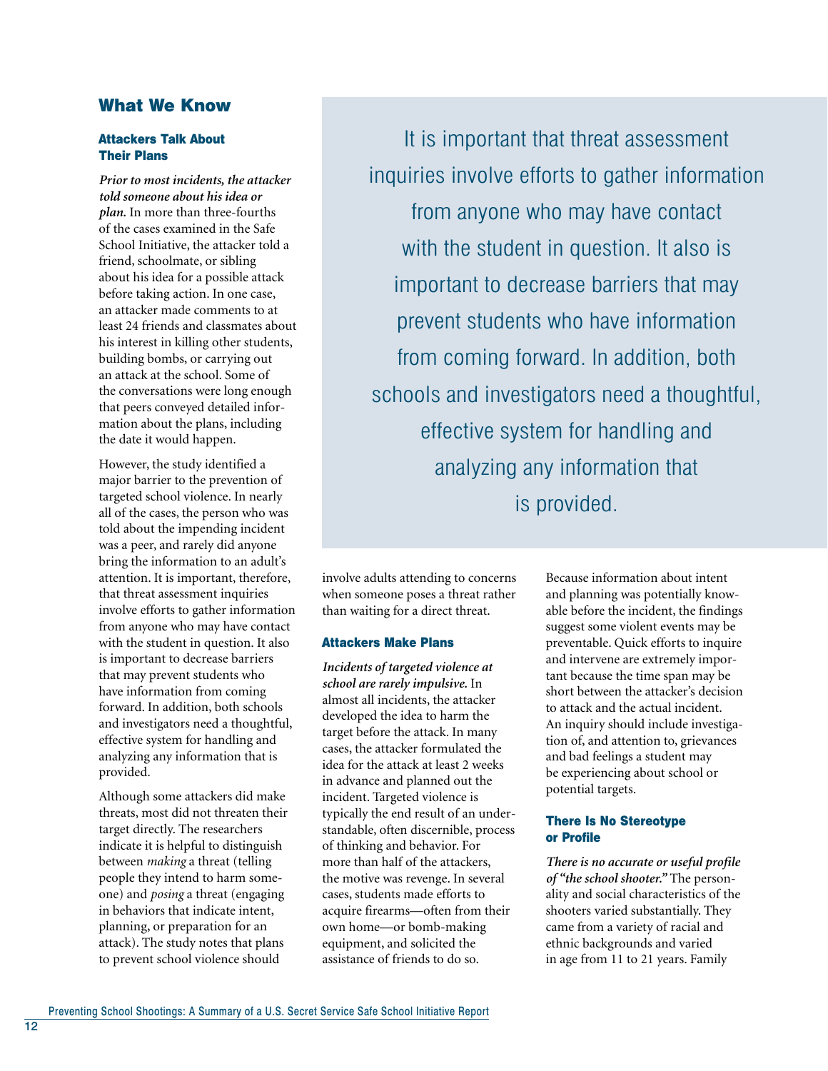## What We Know

### Attackers Talk About Their Plans

> It is important that threat assessment inquiries involve efforts to gather information from anyone who may have contact with the student in question. It also is important to decrease barriers that may prevent students who have information from coming forward. In addition, both schools and investigators need a thoughtful, effective system for handling and analyzing any information that is provided.

***Prior to most incidents, the attacker told someone about his idea or plan.*** In more than three-fourths of the cases examined in the Safe School Initiative, the attacker told a friend, schoolmate, or sibling about his idea for a possible attack before taking action. In one case, an attacker made comments to at least 24 friends and classmates about his interest in killing other students, building bombs, or carrying out an attack at the school. Some of the conversations were long enough that peers conveyed detailed information about the plans, including the date it would happen.

However, the study identified a major barrier to the prevention of targeted school violence. In nearly all of the cases, the person who was told about the impending incident was a peer, and rarely did anyone bring the information to an adult's attention. It is important, therefore, that threat assessment inquiries involve efforts to gather information from anyone who may have contact with the student in question. It also is important to decrease barriers that may prevent students who have information from coming forward. In addition, both schools and investigators need a thoughtful, effective system for handling and analyzing any information that is provided.

Although some attackers did make threats, most did not threaten their target directly. The researchers indicate it is helpful to distinguish between *making* a threat (telling people they intend to harm someone) and *posing* a threat (engaging in behaviors that indicate intent, planning, or preparation for an attack). The study notes that plans to prevent school violence should involve adults attending to concerns when someone poses a threat rather than waiting for a direct threat.

### Attackers Make Plans

***Incidents of targeted violence at school are rarely impulsive.*** In almost all incidents, the attacker developed the idea to harm the target before the attack. In many cases, the attacker formulated the idea for the attack at least 2 weeks in advance and planned out the incident. Targeted violence is typically the end result of an understandable, often discernible, process of thinking and behavior. For more than half of the attackers, the motive was revenge. In several cases, students made efforts to acquire firearms—often from their own home—or bomb-making equipment, and solicited the assistance of friends to do so.

Because information about intent and planning was potentially knowable before the incident, the findings suggest some violent events may be preventable. Quick efforts to inquire and intervene are extremely important because the time span may be short between the attacker's decision to attack and the actual incident. An inquiry should include investigation of, and attention to, grievances and bad feelings a student may be experiencing about school or potential targets.

### There Is No Stereotype or Profile

***There is no accurate or useful profile of "the school shooter."*** The personality and social characteristics of the shooters varied substantially. They came from a variety of racial and ethnic backgrounds and varied in age from 11 to 21 years. Family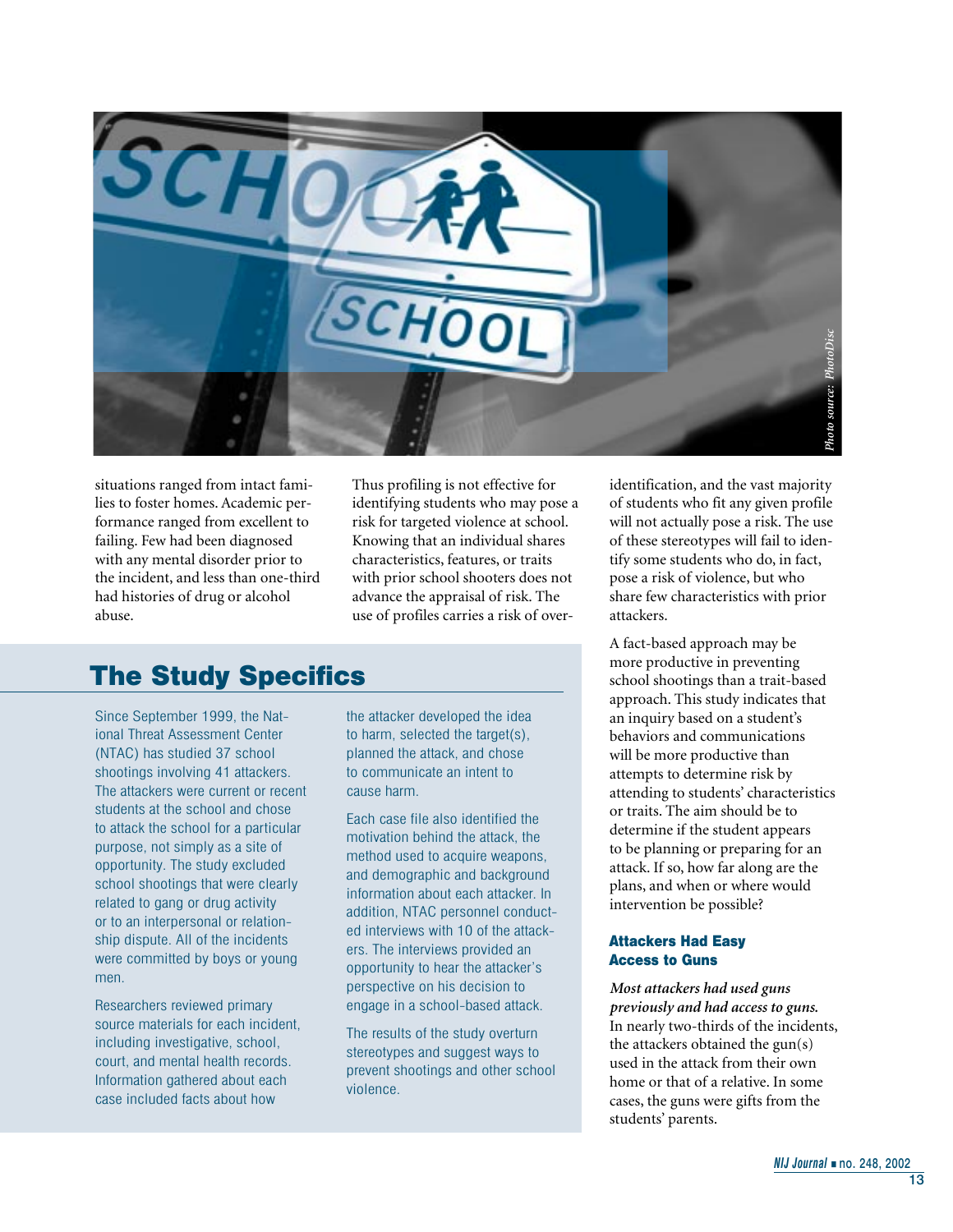situations ranged from intact families to foster homes. Academic performance ranged from excellent to failing. Few had been diagnosed with any mental disorder prior to the incident, and less than one-third had histories of drug or alcohol abuse.

Thus profiling is not effective for identifying students who may pose a risk for targeted violence at school. Knowing that an individual shares characteristics, features, or traits with prior school shooters does not advance the appraisal of risk. The use of profiles carries a risk of over-identification, and the vast majority of students who fit any given profile will not actually pose a risk. The use of these stereotypes will fail to identify some students who do, in fact, pose a risk of violence, but who share few characteristics with prior attackers.

A fact-based approach may be more productive in preventing school shootings than a trait-based approach. This study indicates that an inquiry based on a student's behaviors and communications will be more productive than attempts to determine risk by attending to students' characteristics or traits. The aim should be to determine if the student appears to be planning or preparing for an attack. If so, how far along are the plans, and when or where would intervention be possible?

### Attackers Had Easy Access to Guns

***Most attackers had used guns previously and had access to guns.*** In nearly two-thirds of the incidents, the attackers obtained the gun(s) used in the attack from their own home or that of a relative. In some cases, the guns were gifts from the students' parents.

## The Study Specifics

Since September 1999, the National Threat Assessment Center (NTAC) has studied 37 school shootings involving 41 attackers. The attackers were current or recent students at the school and chose to attack the school for a particular purpose, not simply as a site of opportunity. The study excluded school shootings that were clearly related to gang or drug activity or to an interpersonal or relationship dispute. All of the incidents were committed by boys or young men.

Researchers reviewed primary source materials for each incident, including investigative, school, court, and mental health records. Information gathered about each case included facts about how the attacker developed the idea to harm, selected the target(s), planned the attack, and chose to communicate an intent to cause harm.

Each case file also identified the motivation behind the attack, the method used to acquire weapons, and demographic and background information about each attacker. In addition, NTAC personnel conducted interviews with 10 of the attackers. The interviews provided an opportunity to hear the attacker's perspective on his decision to engage in a school-based attack.

The results of the study overturn stereotypes and suggest ways to prevent shootings and other school violence.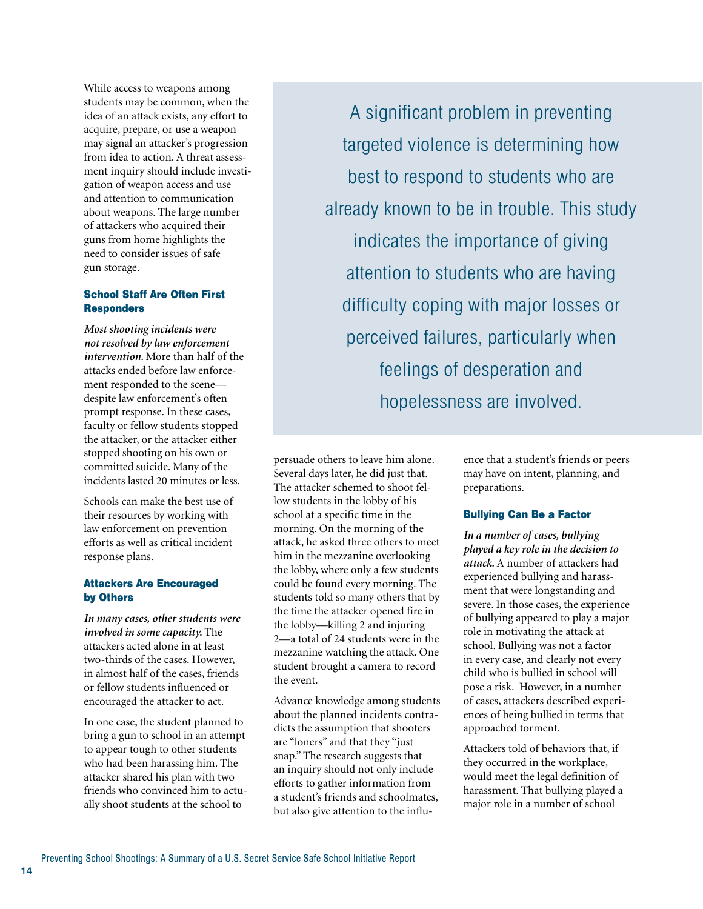While access to weapons among students may be common, when the idea of an attack exists, any effort to acquire, prepare, or use a weapon may signal an attacker's progression from idea to action. A threat assessment inquiry should include investigation of weapon access and use and attention to communication about weapons. The large number of attackers who acquired their guns from home highlights the need to consider issues of safe gun storage.

### School Staff Are Often First Responders

***Most shooting incidents were not resolved by law enforcement intervention.*** More than half of the attacks ended before law enforcement responded to the scene—despite law enforcement's often prompt response. In these cases, faculty or fellow students stopped the attacker, or the attacker either stopped shooting on his own or committed suicide. Many of the incidents lasted 20 minutes or less.

Schools can make the best use of their resources by working with law enforcement on prevention efforts as well as critical incident response plans.

### Attackers Are Encouraged by Others

***In many cases, other students were involved in some capacity.*** The attackers acted alone in at least two-thirds of the cases. However, in almost half of the cases, friends or fellow students influenced or encouraged the attacker to act.

In one case, the student planned to bring a gun to school in an attempt to appear tough to other students who had been harassing him. The attacker shared his plan with two friends who convinced him to actually shoot students at the school to persuade others to leave him alone. Several days later, he did just that. The attacker schemed to shoot fellow students in the lobby of his school at a specific time in the morning. On the morning of the attack, he asked three others to meet him in the mezzanine overlooking the lobby, where only a few students could be found every morning. The students told so many others that by the time the attacker opened fire in the lobby—killing 2 and injuring 2—a total of 24 students were in the mezzanine watching the attack. One student brought a camera to record the event.

Advance knowledge among students about the planned incidents contradicts the assumption that shooters are "loners" and that they "just snap." The research suggests that an inquiry should not only include efforts to gather information from a student's friends and schoolmates, but also give attention to the influence that a student's friends or peers may have on intent, planning, and preparations.

> A significant problem in preventing targeted violence is determining how best to respond to students who are already known to be in trouble. This study indicates the importance of giving attention to students who are having difficulty coping with major losses or perceived failures, particularly when feelings of desperation and hopelessness are involved.

### Bullying Can Be a Factor

***In a number of cases, bullying played a key role in the decision to attack.*** A number of attackers had experienced bullying and harassment that were longstanding and severe. In those cases, the experience of bullying appeared to play a major role in motivating the attack at school. Bullying was not a factor in every case, and clearly not every child who is bullied in school will pose a risk. However, in a number of cases, attackers described experiences of being bullied in terms that approached torment.

Attackers told of behaviors that, if they occurred in the workplace, would meet the legal definition of harassment. That bullying played a major role in a number of school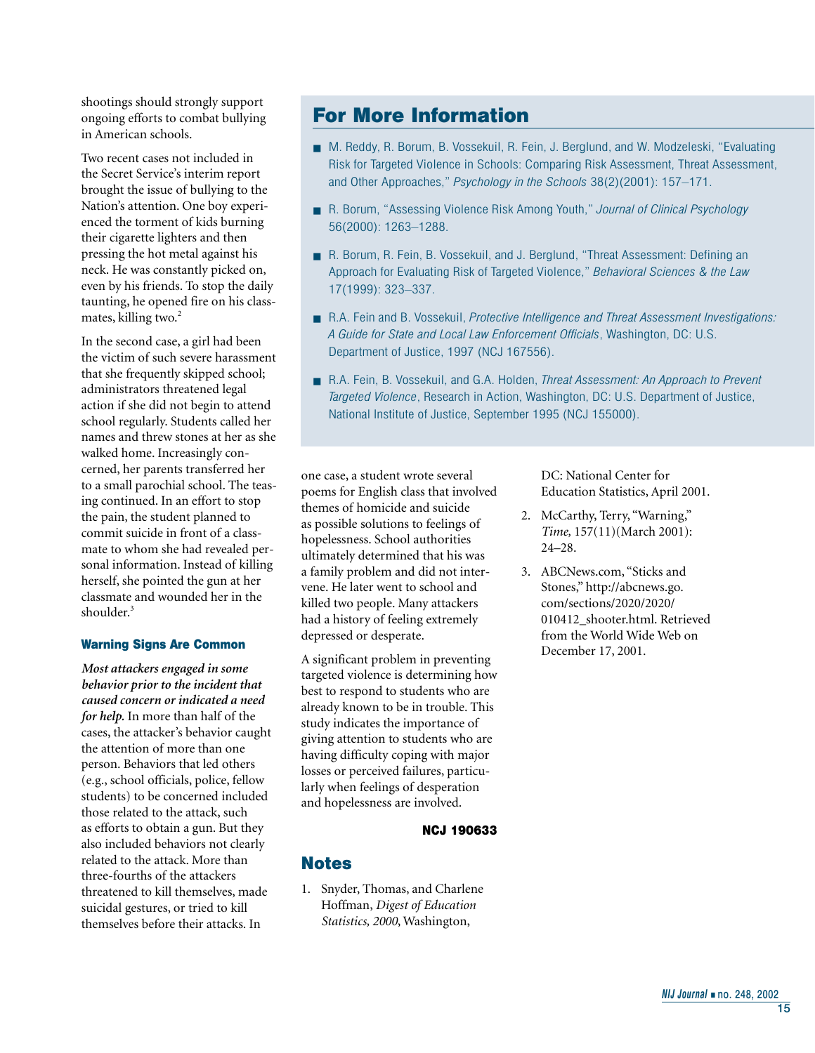shootings should strongly support ongoing efforts to combat bullying in American schools.

Two recent cases not included in the Secret Service's interim report brought the issue of bullying to the Nation's attention. One boy experienced the torment of kids burning their cigarette lighters and then pressing the hot metal against his neck. He was constantly picked on, even by his friends. To stop the daily taunting, he opened fire on his classmates, killing two.[2]

In the second case, a girl had been the victim of such severe harassment that she frequently skipped school; administrators threatened legal action if she did not begin to attend school regularly. Students called her names and threw stones at her as she walked home. Increasingly concerned, her parents transferred her to a small parochial school. The teasing continued. In an effort to stop the pain, the student planned to commit suicide in front of a classmate to whom she had revealed personal information. Instead of killing herself, she pointed the gun at her classmate and wounded her in the shoulder.[3]

### Warning Signs Are Common

***Most attackers engaged in some behavior prior to the incident that caused concern or indicated a need for help.*** In more than half of the cases, the attacker's behavior caught the attention of more than one person. Behaviors that led others (e.g., school officials, police, fellow students) to be concerned included those related to the attack, such as efforts to obtain a gun. But they also included behaviors not clearly related to the attack. More than three-fourths of the attackers threatened to kill themselves, made suicidal gestures, or tried to kill themselves before their attacks. In one case, a student wrote several poems for English class that involved themes of homicide and suicide as possible solutions to feelings of hopelessness. School authorities ultimately determined that his was a family problem and did not intervene. He later went to school and killed two people. Many attackers had a history of feeling extremely depressed or desperate.

A significant problem in preventing targeted violence is determining how best to respond to students who are already known to be in trouble. This study indicates the importance of giving attention to students who are having difficulty coping with major losses or perceived failures, particularly when feelings of desperation and hopelessness are involved.

**NCJ 190633**

## For More Information

- M. Reddy, R. Borum, B. Vossekuil, R. Fein, J. Berglund, and W. Modzeleski, "Evaluating Risk for Targeted Violence in Schools: Comparing Risk Assessment, Threat Assessment, and Other Approaches," *Psychology in the Schools* 38(2)(2001): 157–171.
- R. Borum, "Assessing Violence Risk Among Youth," *Journal of Clinical Psychology* 56(2000): 1263–1288.
- R. Borum, R. Fein, B. Vossekuil, and J. Berglund, "Threat Assessment: Defining an Approach for Evaluating Risk of Targeted Violence," *Behavioral Sciences & the Law* 17(1999): 323–337.
- R.A. Fein and B. Vossekuil, *Protective Intelligence and Threat Assessment Investigations: A Guide for State and Local Law Enforcement Officials*, Washington, DC: U.S. Department of Justice, 1997 (NCJ 167556).
- R.A. Fein, B. Vossekuil, and G.A. Holden, *Threat Assessment: An Approach to Prevent Targeted Violence*, Research in Action, Washington, DC: U.S. Department of Justice, National Institute of Justice, September 1995 (NCJ 155000).

## Notes

1. Snyder, Thomas, and Charlene Hoffman, *Digest of Education Statistics, 2000*, Washington, DC: National Center for Education Statistics, April 2001.
2. McCarthy, Terry, "Warning," *Time,* 157(11)(March 2001): 24–28.
3. ABCNews.com, "Sticks and Stones," http://abcnews.go.com/sections/2020/2020/010412_shooter.html. Retrieved from the World Wide Web on December 17, 2001.